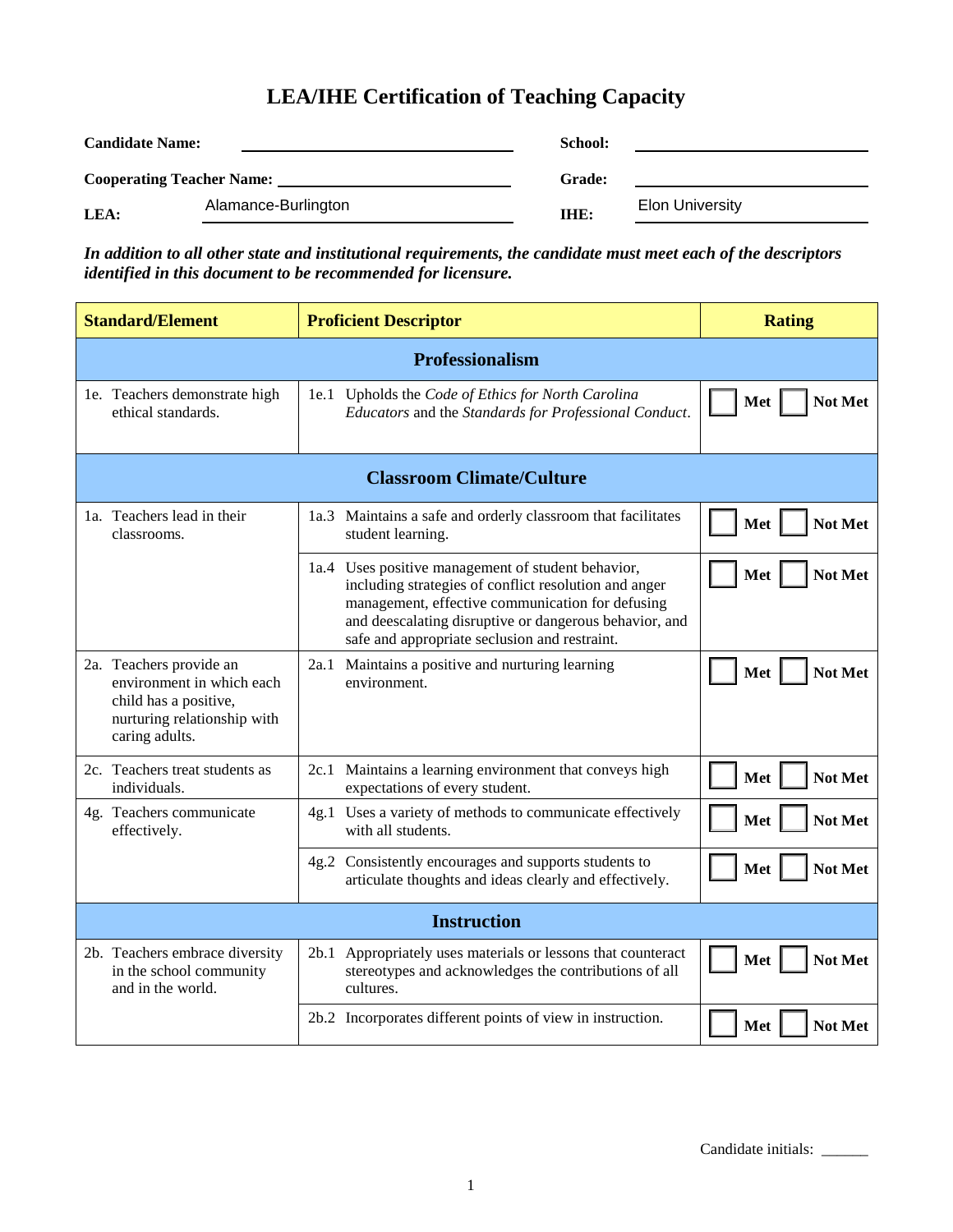# LEA/IHE Certification of Teaching Capacity

**Candidate Name:** ______________________ **School:** ______________________

**Cooperating Teacher Name:** ______________________ **Grade:** ______________________

**LEA:** Alamance-Burlington **IHE:** Elon University

***In addition to all other state and institutional requirements, the candidate must meet each of the descriptors identified in this document to be recommended for licensure.***

| Standard/Element | Proficient Descriptor | Rating |
|---|---|---|
| **Professionalism** | | |
| 1e. Teachers demonstrate high ethical standards. | 1e.1 Upholds the *Code of Ethics for North Carolina Educators* and the *Standards for Professional Conduct*. | ☐ **Met** ☐ **Not Met** |
| **Classroom Climate/Culture** | | |
| 1a. Teachers lead in their classrooms. | 1a.3 Maintains a safe and orderly classroom that facilitates student learning. | ☐ **Met** ☐ **Not Met** |
| | 1a.4 Uses positive management of student behavior, including strategies of conflict resolution and anger management, effective communication for defusing and deescalating disruptive or dangerous behavior, and safe and appropriate seclusion and restraint. | ☐ **Met** ☐ **Not Met** |
| 2a. Teachers provide an environment in which each child has a positive, nurturing relationship with caring adults. | 2a.1 Maintains a positive and nurturing learning environment. | ☐ **Met** ☐ **Not Met** |
| 2c. Teachers treat students as individuals. | 2c.1 Maintains a learning environment that conveys high expectations of every student. | ☐ **Met** ☐ **Not Met** |
| 4g. Teachers communicate effectively. | 4g.1 Uses a variety of methods to communicate effectively with all students. | ☐ **Met** ☐ **Not Met** |
| | 4g.2 Consistently encourages and supports students to articulate thoughts and ideas clearly and effectively. | ☐ **Met** ☐ **Not Met** |
| **Instruction** | | |
| 2b. Teachers embrace diversity in the school community and in the world. | 2b.1 Appropriately uses materials or lessons that counteract stereotypes and acknowledges the contributions of all cultures. | ☐ **Met** ☐ **Not Met** |
| | 2b.2 Incorporates different points of view in instruction. | ☐ **Met** ☐ **Not Met** |

Candidate initials: ______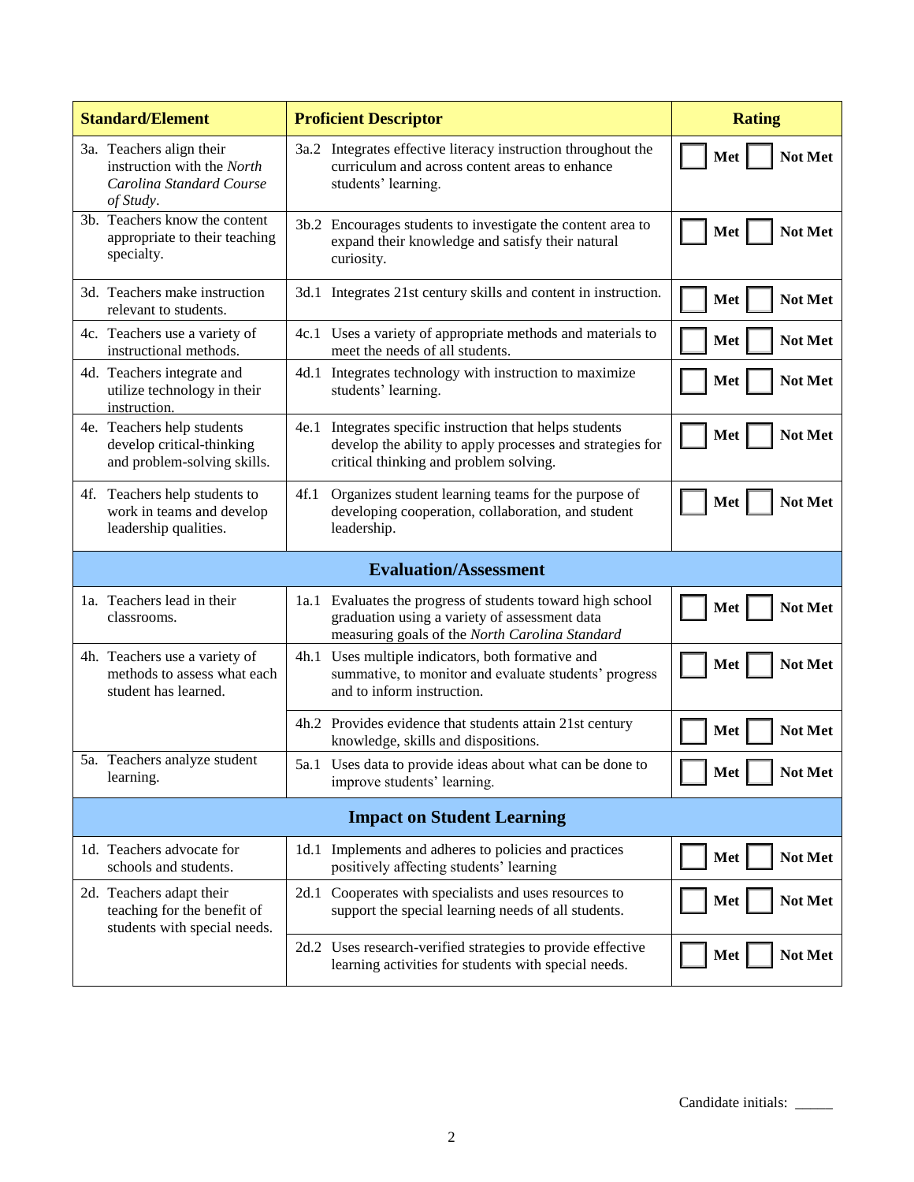| Standard/Element | Proficient Descriptor | Rating |
|---|---|---|
| 3a. Teachers align their instruction with the *North Carolina Standard Course of Study*. | 3a.2 Integrates effective literacy instruction throughout the curriculum and across content areas to enhance students' learning. | ☐ Met ☐ Not Met |
| 3b. Teachers know the content appropriate to their teaching specialty. | 3b.2 Encourages students to investigate the content area to expand their knowledge and satisfy their natural curiosity. | ☐ Met ☐ Not Met |
| 3d. Teachers make instruction relevant to students. | 3d.1 Integrates 21st century skills and content in instruction. | ☐ Met ☐ Not Met |
| 4c. Teachers use a variety of instructional methods. | 4c.1 Uses a variety of appropriate methods and materials to meet the needs of all students. | ☐ Met ☐ Not Met |
| 4d. Teachers integrate and utilize technology in their instruction. | 4d.1 Integrates technology with instruction to maximize students' learning. | ☐ Met ☐ Not Met |
| 4e. Teachers help students develop critical-thinking and problem-solving skills. | 4e.1 Integrates specific instruction that helps students develop the ability to apply processes and strategies for critical thinking and problem solving. | ☐ Met ☐ Not Met |
| 4f. Teachers help students to work in teams and develop leadership qualities. | 4f.1 Organizes student learning teams for the purpose of developing cooperation, collaboration, and student leadership. | ☐ Met ☐ Not Met |
| **Evaluation/Assessment** | | |
| 1a. Teachers lead in their classrooms. | 1a.1 Evaluates the progress of students toward high school graduation using a variety of assessment data measuring goals of the *North Carolina Standard* | ☐ Met ☐ Not Met |
| 4h. Teachers use a variety of methods to assess what each student has learned. | 4h.1 Uses multiple indicators, both formative and summative, to monitor and evaluate students' progress and to inform instruction. | ☐ Met ☐ Not Met |
| | 4h.2 Provides evidence that students attain 21st century knowledge, skills and dispositions. | ☐ Met ☐ Not Met |
| 5a. Teachers analyze student learning. | 5a.1 Uses data to provide ideas about what can be done to improve students' learning. | ☐ Met ☐ Not Met |
| **Impact on Student Learning** | | |
| 1d. Teachers advocate for schools and students. | 1d.1 Implements and adheres to policies and practices positively affecting students' learning | ☐ Met ☐ Not Met |
| 2d. Teachers adapt their teaching for the benefit of students with special needs. | 2d.1 Cooperates with specialists and uses resources to support the special learning needs of all students. | ☐ Met ☐ Not Met |
| | 2d.2 Uses research-verified strategies to provide effective learning activities for students with special needs. | ☐ Met ☐ Not Met |

Candidate initials: _____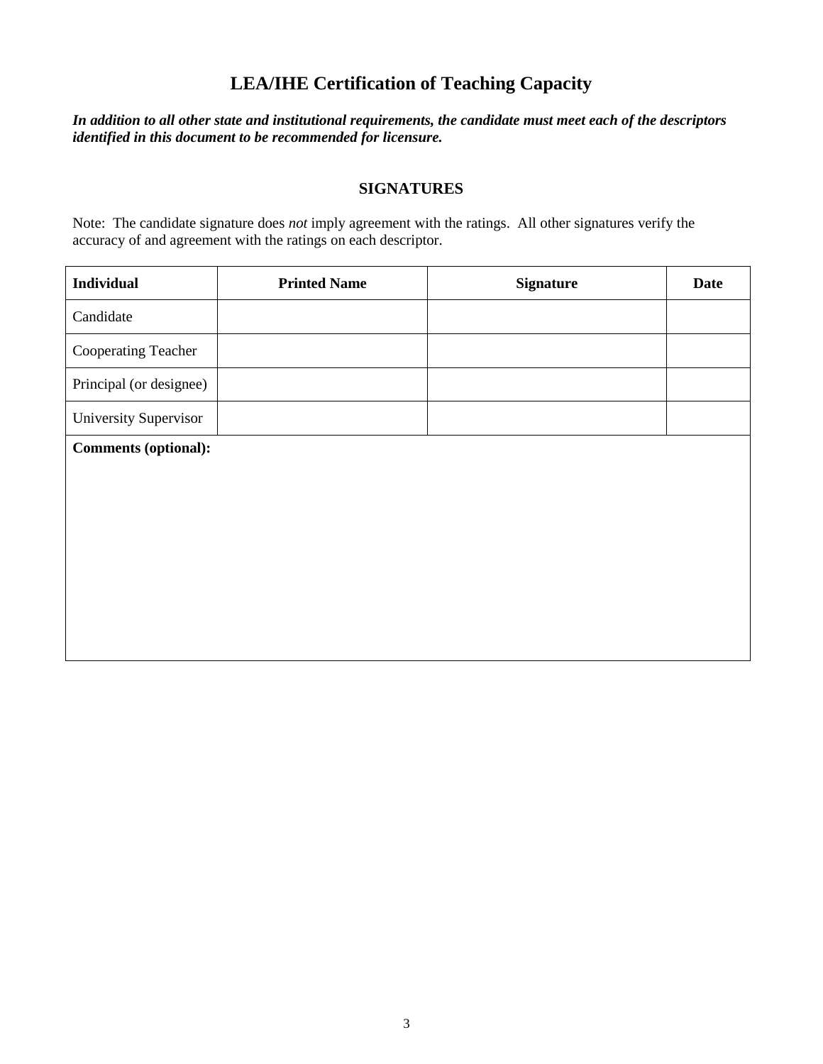# LEA/IHE Certification of Teaching Capacity

***In addition to all other state and institutional requirements, the candidate must meet each of the descriptors identified in this document to be recommended for licensure.***

## SIGNATURES

Note: The candidate signature does *not* imply agreement with the ratings. All other signatures verify the accuracy of and agreement with the ratings on each descriptor.

| **Individual** | **Printed Name** | **Signature** | **Date** |
|---|---|---|---|
| Candidate | | | |
| Cooperating Teacher | | | |
| Principal (or designee) | | | |
| University Supervisor | | | |

**Comments (optional):**